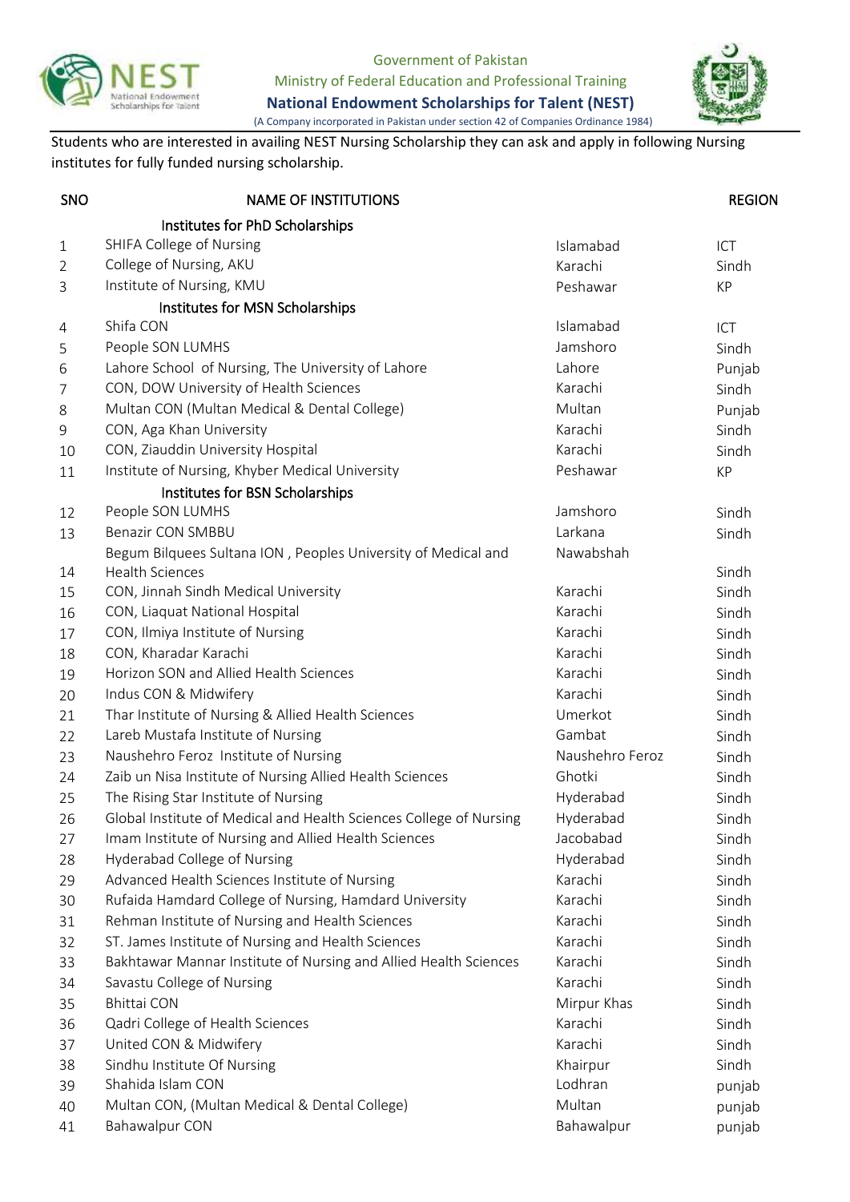Government of Pakistan

Ministry of Federal Education and Professional Training

**National Endowment Scholarships for Talent (NEST)**

(A Company incorporated in Pakistan under section 42 of Companies Ordinance 1984)

Students who are interested in availing NEST Nursing Scholarship they can ask and apply in following Nursing institutes for fully funded nursing scholarship.

| SNO | NAME OF INSTITUTIONS | | REGION |
|---|---|---|---|
| | **Institutes for PhD Scholarships** | | |
| 1 | SHIFA College of Nursing | Islamabad | ICT |
| 2 | College of Nursing, AKU | Karachi | Sindh |
| 3 | Institute of Nursing, KMU | Peshawar | KP |
| | **Institutes for MSN Scholarships** | | |
| 4 | Shifa CON | Islamabad | ICT |
| 5 | People SON LUMHS | Jamshoro | Sindh |
| 6 | Lahore School of Nursing, The University of Lahore | Lahore | Punjab |
| 7 | CON, DOW University of Health Sciences | Karachi | Sindh |
| 8 | Multan CON (Multan Medical & Dental College) | Multan | Punjab |
| 9 | CON, Aga Khan University | Karachi | Sindh |
| 10 | CON, Ziauddin University Hospital | Karachi | Sindh |
| 11 | Institute of Nursing, Khyber Medical University | Peshawar | KP |
| | **Institutes for BSN Scholarships** | | |
| 12 | People SON LUMHS | Jamshoro | Sindh |
| 13 | Benazir CON SMBBU | Larkana | Sindh |
| 14 | Begum Bilquees Sultana ION , Peoples University of Medical and Health Sciences | Nawabshah | Sindh |
| 15 | CON, Jinnah Sindh Medical University | Karachi | Sindh |
| 16 | CON, Liaquat National Hospital | Karachi | Sindh |
| 17 | CON, Ilmiya Institute of Nursing | Karachi | Sindh |
| 18 | CON, Kharadar Karachi | Karachi | Sindh |
| 19 | Horizon SON and Allied Health Sciences | Karachi | Sindh |
| 20 | Indus CON & Midwifery | Karachi | Sindh |
| 21 | Thar Institute of Nursing & Allied Health Sciences | Umerkot | Sindh |
| 22 | Lareb Mustafa Institute of Nursing | Gambat | Sindh |
| 23 | Naushehro Feroz Institute of Nursing | Naushehro Feroz | Sindh |
| 24 | Zaib un Nisa Institute of Nursing Allied Health Sciences | Ghotki | Sindh |
| 25 | The Rising Star Institute of Nursing | Hyderabad | Sindh |
| 26 | Global Institute of Medical and Health Sciences College of Nursing | Hyderabad | Sindh |
| 27 | Imam Institute of Nursing and Allied Health Sciences | Jacobabad | Sindh |
| 28 | Hyderabad College of Nursing | Hyderabad | Sindh |
| 29 | Advanced Health Sciences Institute of Nursing | Karachi | Sindh |
| 30 | Rufaida Hamdard College of Nursing, Hamdard University | Karachi | Sindh |
| 31 | Rehman Institute of Nursing and Health Sciences | Karachi | Sindh |
| 32 | ST. James Institute of Nursing and Health Sciences | Karachi | Sindh |
| 33 | Bakhtawar Mannar Institute of Nursing and Allied Health Sciences | Karachi | Sindh |
| 34 | Savastu College of Nursing | Karachi | Sindh |
| 35 | Bhittai CON | Mirpur Khas | Sindh |
| 36 | Qadri College of Health Sciences | Karachi | Sindh |
| 37 | United CON & Midwifery | Karachi | Sindh |
| 38 | Sindhu Institute Of Nursing | Khairpur | Sindh |
| 39 | Shahida Islam CON | Lodhran | punjab |
| 40 | Multan CON, (Multan Medical & Dental College) | Multan | punjab |
| 41 | Bahawalpur CON | Bahawalpur | punjab |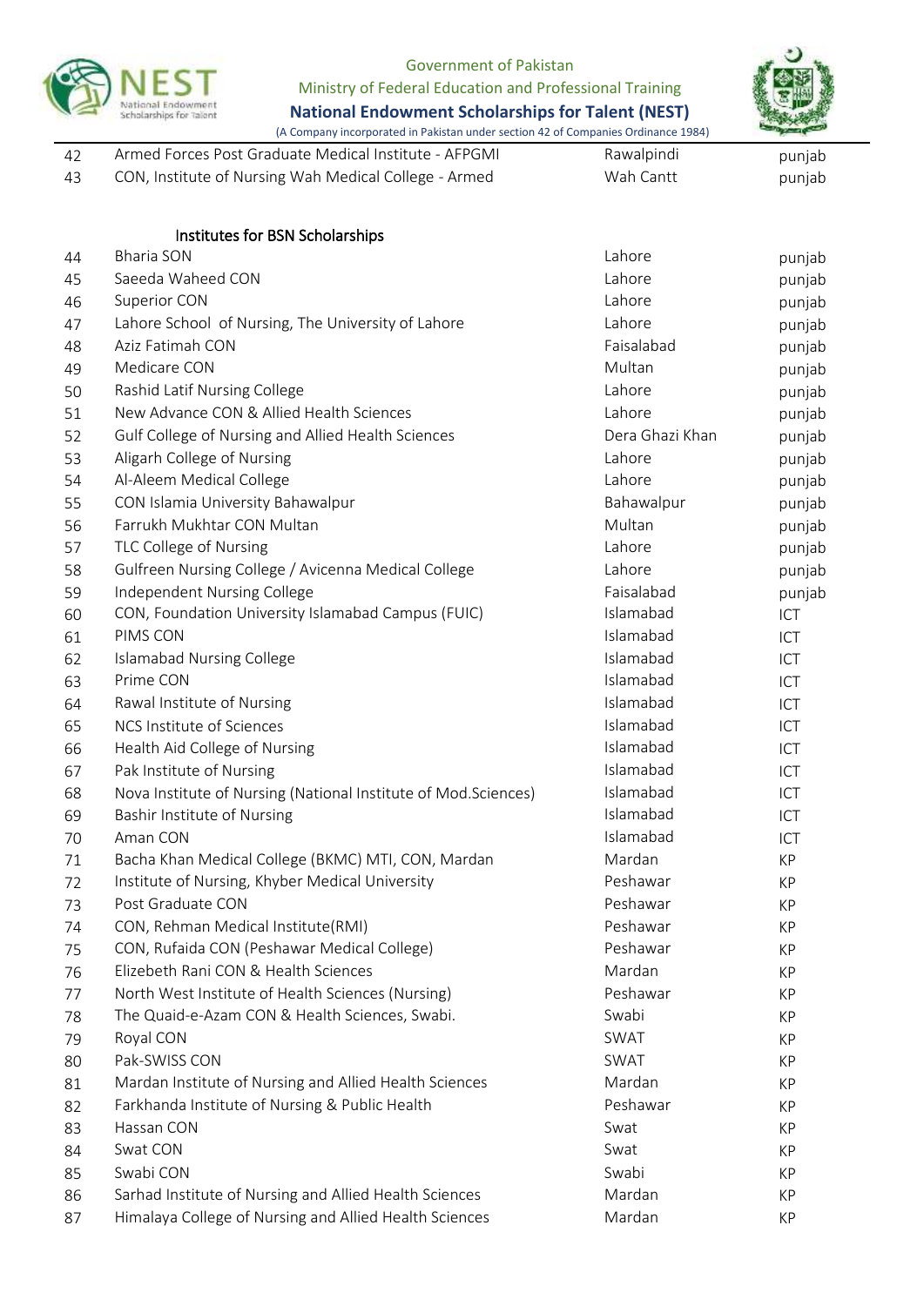| | | | |
|---|---|---|---|
| 42 | Armed Forces Post Graduate Medical Institute - AFPGMI | Rawalpindi | punjab |
| 43 | CON, Institute of Nursing Wah Medical College - Armed | Wah Cantt | punjab |

### Institutes for BSN Scholarships

| | | | |
|---|---|---|---|
| 44 | Bharia SON | Lahore | punjab |
| 45 | Saeeda Waheed CON | Lahore | punjab |
| 46 | Superior CON | Lahore | punjab |
| 47 | Lahore School of Nursing, The University of Lahore | Lahore | punjab |
| 48 | Aziz Fatimah CON | Faisalabad | punjab |
| 49 | Medicare CON | Multan | punjab |
| 50 | Rashid Latif Nursing College | Lahore | punjab |
| 51 | New Advance CON & Allied Health Sciences | Lahore | punjab |
| 52 | Gulf College of Nursing and Allied Health Sciences | Dera Ghazi Khan | punjab |
| 53 | Aligarh College of Nursing | Lahore | punjab |
| 54 | Al-Aleem Medical College | Lahore | punjab |
| 55 | CON Islamia University Bahawalpur | Bahawalpur | punjab |
| 56 | Farrukh Mukhtar CON Multan | Multan | punjab |
| 57 | TLC College of Nursing | Lahore | punjab |
| 58 | Gulfreen Nursing College / Avicenna Medical College | Lahore | punjab |
| 59 | Independent Nursing College | Faisalabad | punjab |
| 60 | CON, Foundation University Islamabad Campus (FUIC) | Islamabad | ICT |
| 61 | PIMS CON | Islamabad | ICT |
| 62 | Islamabad Nursing College | Islamabad | ICT |
| 63 | Prime CON | Islamabad | ICT |
| 64 | Rawal Institute of Nursing | Islamabad | ICT |
| 65 | NCS Institute of Sciences | Islamabad | ICT |
| 66 | Health Aid College of Nursing | Islamabad | ICT |
| 67 | Pak Institute of Nursing | Islamabad | ICT |
| 68 | Nova Institute of Nursing (National Institute of Mod.Sciences) | Islamabad | ICT |
| 69 | Bashir Institute of Nursing | Islamabad | ICT |
| 70 | Aman CON | Islamabad | ICT |
| 71 | Bacha Khan Medical College (BKMC) MTI, CON, Mardan | Mardan | KP |
| 72 | Institute of Nursing, Khyber Medical University | Peshawar | KP |
| 73 | Post Graduate CON | Peshawar | KP |
| 74 | CON, Rehman Medical Institute(RMI) | Peshawar | KP |
| 75 | CON, Rufaida CON (Peshawar Medical College) | Peshawar | KP |
| 76 | Elizebeth Rani CON & Health Sciences | Mardan | KP |
| 77 | North West Institute of Health Sciences (Nursing) | Peshawar | KP |
| 78 | The Quaid-e-Azam CON & Health Sciences, Swabi. | Swabi | KP |
| 79 | Royal CON | SWAT | KP |
| 80 | Pak-SWISS CON | SWAT | KP |
| 81 | Mardan Institute of Nursing and Allied Health Sciences | Mardan | KP |
| 82 | Farkhanda Institute of Nursing & Public Health | Peshawar | KP |
| 83 | Hassan CON | Swat | KP |
| 84 | Swat CON | Swat | KP |
| 85 | Swabi CON | Swabi | KP |
| 86 | Sarhad Institute of Nursing and Allied Health Sciences | Mardan | KP |
| 87 | Himalaya College of Nursing and Allied Health Sciences | Mardan | KP |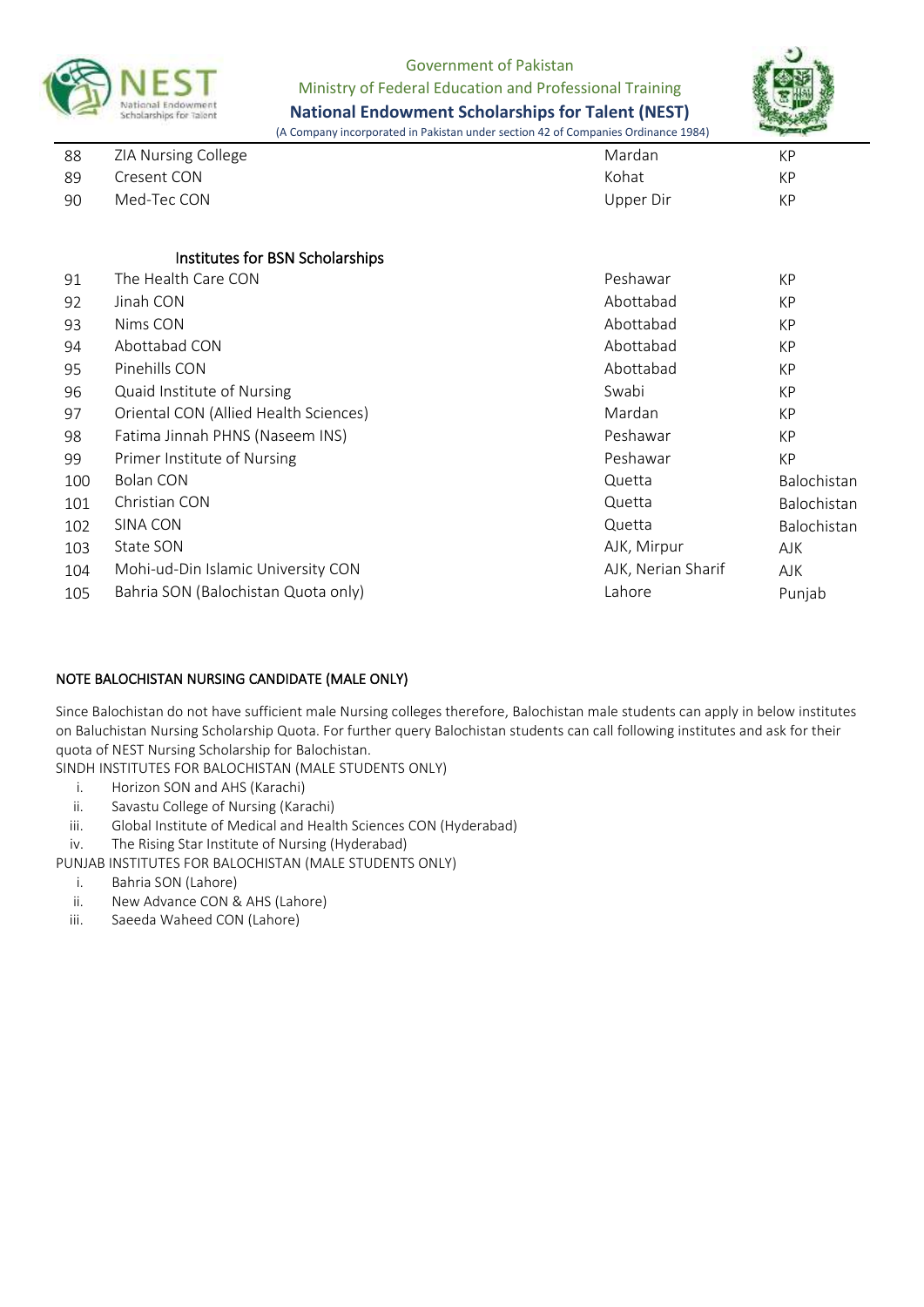| | | | |
|---|---|---|---|
| 88 | ZIA Nursing College | Mardan | KP |
| 89 | Cresent CON | Kohat | KP |
| 90 | Med-Tec CON | Upper Dir | KP |

### Institutes for BSN Scholarships

| | | | |
|---|---|---|---|
| 91 | The Health Care CON | Peshawar | KP |
| 92 | Jinah CON | Abottabad | KP |
| 93 | Nims CON | Abottabad | KP |
| 94 | Abottabad CON | Abottabad | KP |
| 95 | Pinehills CON | Abottabad | KP |
| 96 | Quaid Institute of Nursing | Swabi | KP |
| 97 | Oriental CON (Allied Health Sciences) | Mardan | KP |
| 98 | Fatima Jinnah PHNS (Naseem INS) | Peshawar | KP |
| 99 | Primer Institute of Nursing | Peshawar | KP |
| 100 | Bolan CON | Quetta | Balochistan |
| 101 | Christian CON | Quetta | Balochistan |
| 102 | SINA CON | Quetta | Balochistan |
| 103 | State SON | AJK, Mirpur | AJK |
| 104 | Mohi-ud-Din Islamic University CON | AJK, Nerian Sharif | AJK |
| 105 | Bahria SON (Balochistan Quota only) | Lahore | Punjab |

**NOTE BALOCHISTAN NURSING CANDIDATE (MALE ONLY)**

Since Balochistan do not have sufficient male Nursing colleges therefore, Balochistan male students can apply in below institutes on Baluchistan Nursing Scholarship Quota. For further query Balochistan students can call following institutes and ask for their quota of NEST Nursing Scholarship for Balochistan.

SINDH INSTITUTES FOR BALOCHISTAN (MALE STUDENTS ONLY)

- i. Horizon SON and AHS (Karachi)
- ii. Savastu College of Nursing (Karachi)
- iii. Global Institute of Medical and Health Sciences CON (Hyderabad)
- iv. The Rising Star Institute of Nursing (Hyderabad)

PUNJAB INSTITUTES FOR BALOCHISTAN (MALE STUDENTS ONLY)

- i. Bahria SON (Lahore)
- ii. New Advance CON & AHS (Lahore)
- iii. Saeeda Waheed CON (Lahore)